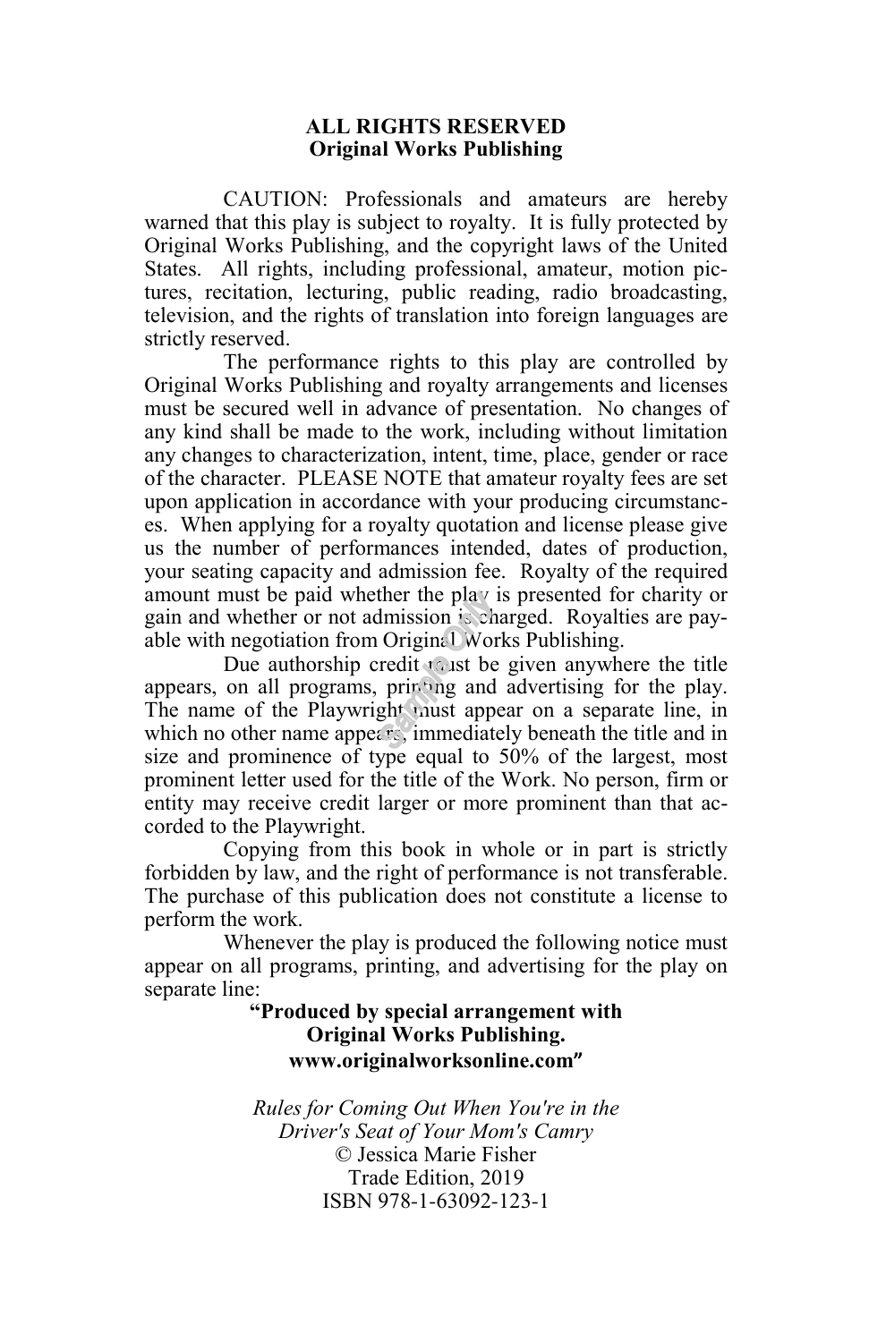**ALL RIGHTS RESERVED**
**Original Works Publishing**

CAUTION: Professionals and amateurs are hereby warned that this play is subject to royalty. It is fully protected by Original Works Publishing, and the copyright laws of the United States. All rights, including professional, amateur, motion pictures, recitation, lecturing, public reading, radio broadcasting, television, and the rights of translation into foreign languages are strictly reserved.

The performance rights to this play are controlled by Original Works Publishing and royalty arrangements and licenses must be secured well in advance of presentation. No changes of any kind shall be made to the work, including without limitation any changes to characterization, intent, time, place, gender or race of the character. PLEASE NOTE that amateur royalty fees are set upon application in accordance with your producing circumstances. When applying for a royalty quotation and license please give us the number of performances intended, dates of production, your seating capacity and admission fee. Royalty of the required amount must be paid whether the play is presented for charity or gain and whether or not admission is charged. Royalties are payable with negotiation from Original Works Publishing.

Due authorship credit must be given anywhere the title appears, on all programs, printing and advertising for the play. The name of the Playwright must appear on a separate line, in which no other name appears, immediately beneath the title and in size and prominence of type equal to 50% of the largest, most prominent letter used for the title of the Work. No person, firm or entity may receive credit larger or more prominent than that accorded to the Playwright.

Copying from this book in whole or in part is strictly forbidden by law, and the right of performance is not transferable. The purchase of this publication does not constitute a license to perform the work.

Whenever the play is produced the following notice must appear on all programs, printing, and advertising for the play on separate line:

**"Produced by special arrangement with**
**Original Works Publishing.**
**www.originalworksonline.com"**

*Rules for Coming Out When You're in the Driver's Seat of Your Mom's Camry*
© Jessica Marie Fisher
Trade Edition, 2019
ISBN 978-1-63092-123-1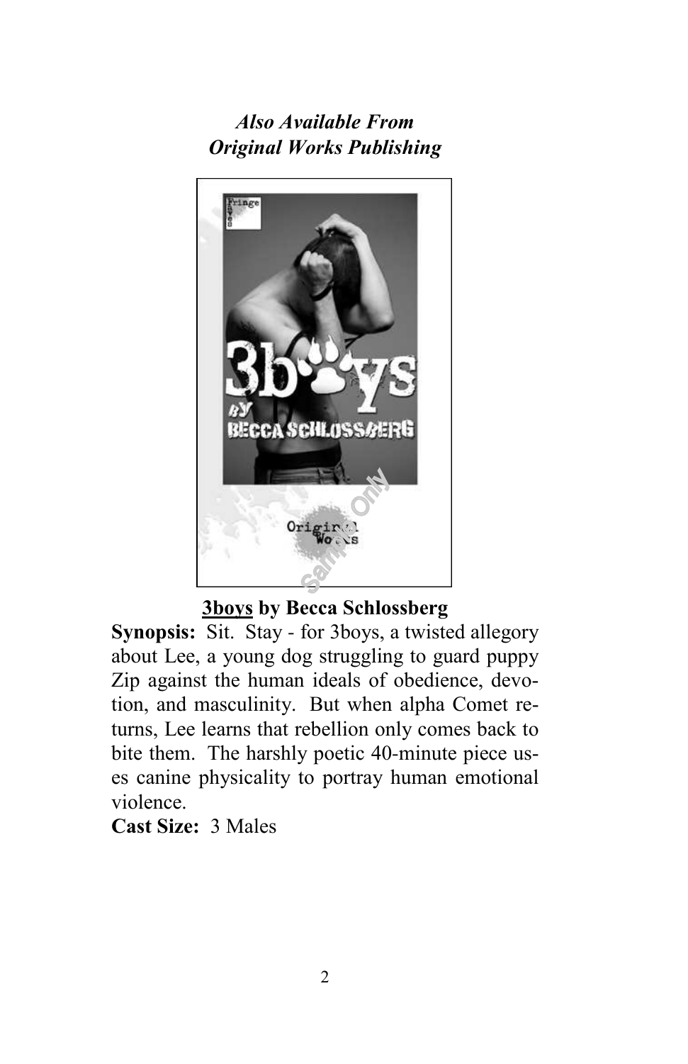***Also Available From***
***Original Works Publishing***

**<u>3boys</u> by Becca Schlossberg**

**Synopsis:** Sit. Stay - for 3boys, a twisted allegory about Lee, a young dog struggling to guard puppy Zip against the human ideals of obedience, devotion, and masculinity. But when alpha Comet returns, Lee learns that rebellion only comes back to bite them. The harshly poetic 40-minute piece uses canine physicality to portray human emotional violence.

**Cast Size:** 3 Males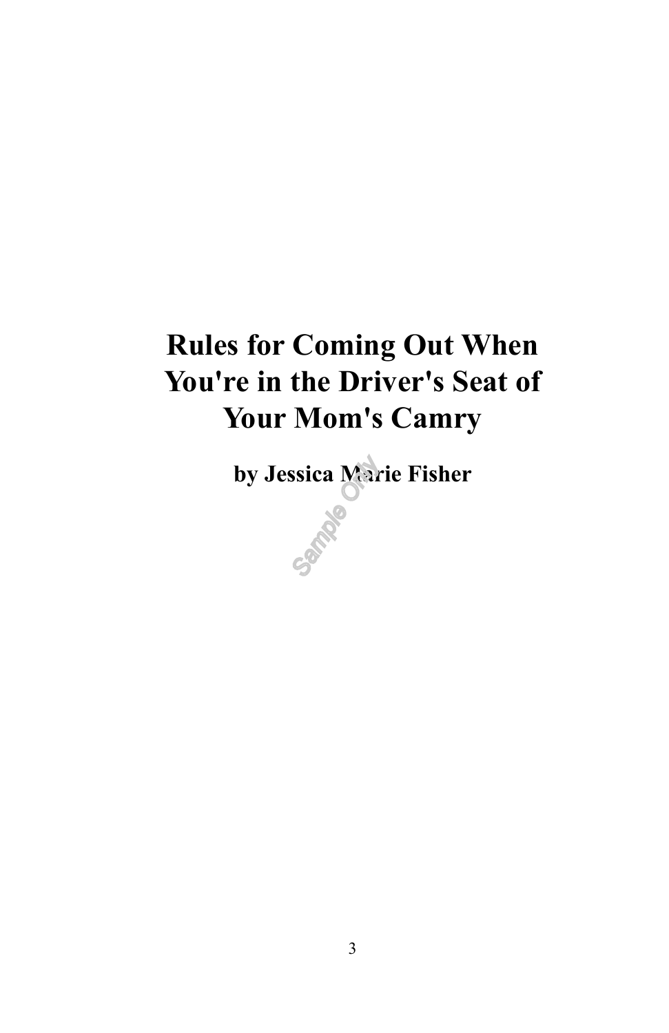# Rules for Coming Out When You're in the Driver's Seat of Your Mom's Camry

**by Jessica Marie Fisher**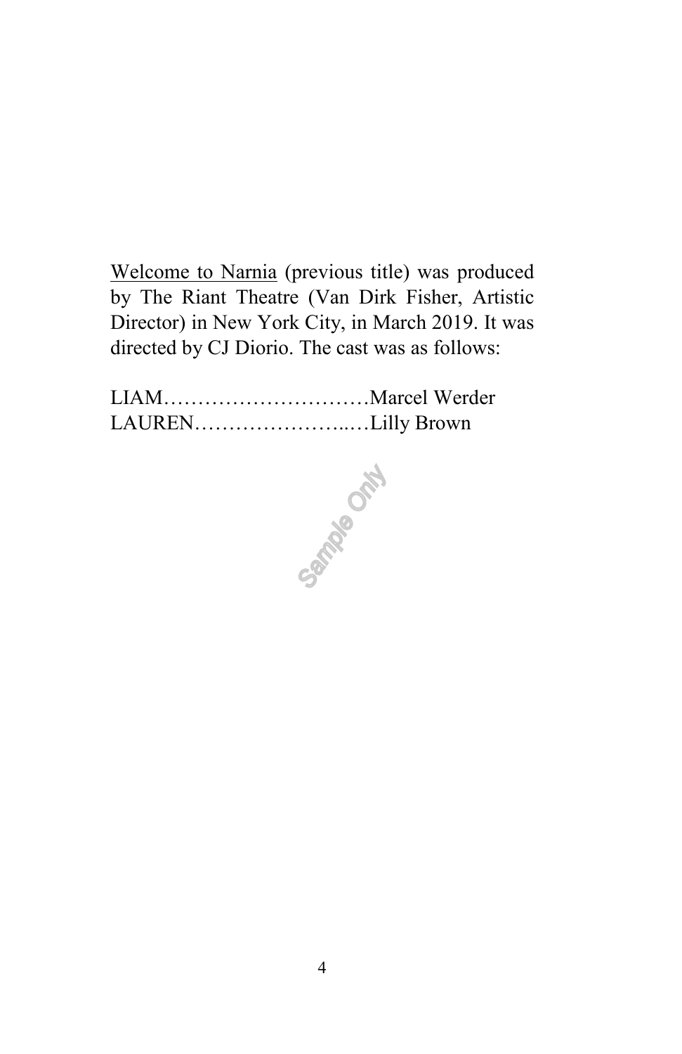<u>Welcome to Narnia</u> (previous title) was produced by The Riant Theatre (Van Dirk Fisher, Artistic Director) in New York City, in March 2019. It was directed by CJ Diorio. The cast was as follows:

LIAM…………………………Marcel Werder
LAUREN…………………..…Lilly Brown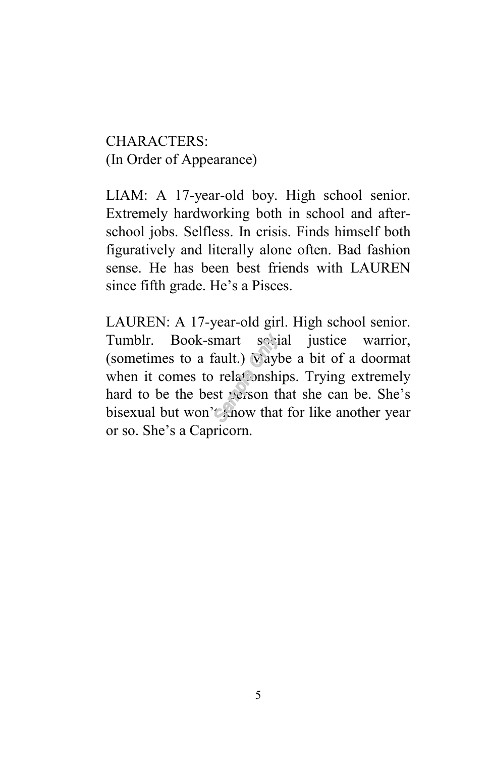CHARACTERS:
(In Order of Appearance)

LIAM: A 17-year-old boy. High school senior. Extremely hardworking both in school and after-school jobs. Selfless. In crisis. Finds himself both figuratively and literally alone often. Bad fashion sense. He has been best friends with LAUREN since fifth grade. He's a Pisces.

LAUREN: A 17-year-old girl. High school senior. Tumblr. Book-smart social justice warrior, (sometimes to a fault.) Maybe a bit of a doormat when it comes to relationships. Trying extremely hard to be the best person that she can be. She's bisexual but won't know that for like another year or so. She's a Capricorn.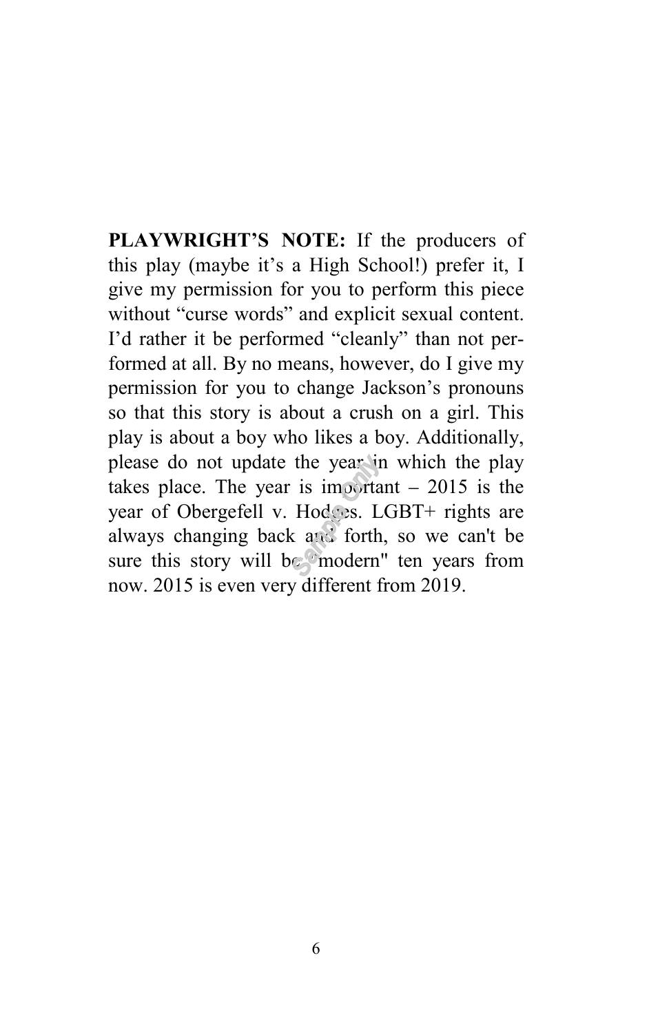**PLAYWRIGHT'S NOTE:** If the producers of this play (maybe it's a High School!) prefer it, I give my permission for you to perform this piece without "curse words" and explicit sexual content. I'd rather it be performed "cleanly" than not performed at all. By no means, however, do I give my permission for you to change Jackson's pronouns so that this story is about a crush on a girl. This play is about a boy who likes a boy. Additionally, please do not update the year in which the play takes place. The year is important – 2015 is the year of Obergefell v. Hodges. LGBT+ rights are always changing back and forth, so we can't be sure this story will be "modern" ten years from now. 2015 is even very different from 2019.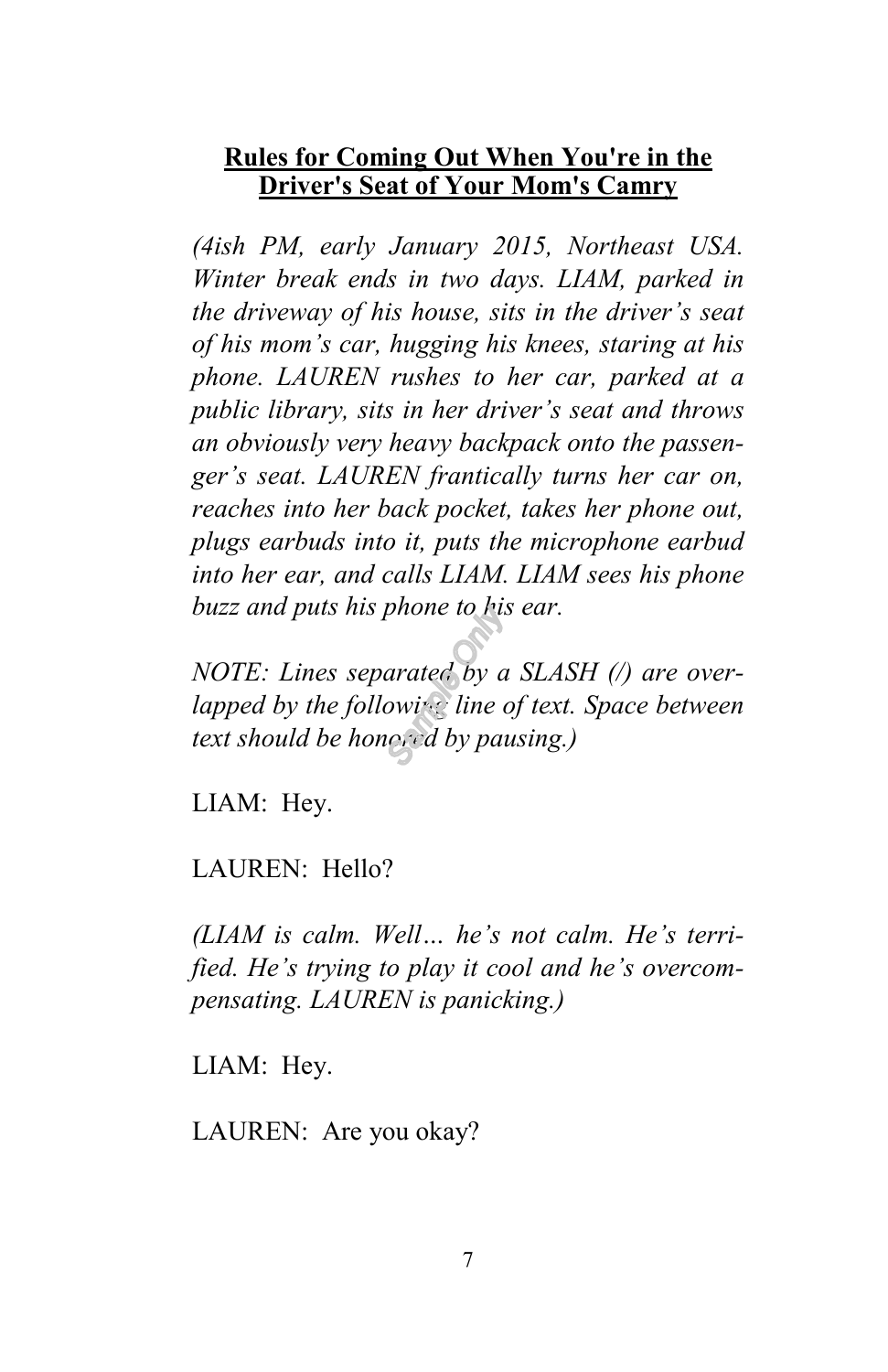**Rules for Coming Out When You're in the Driver's Seat of Your Mom's Camry**

*(4ish PM, early January 2015, Northeast USA. Winter break ends in two days. LIAM, parked in the driveway of his house, sits in the driver's seat of his mom's car, hugging his knees, staring at his phone. LAUREN rushes to her car, parked at a public library, sits in her driver's seat and throws an obviously very heavy backpack onto the passenger's seat. LAUREN frantically turns her car on, reaches into her back pocket, takes her phone out, plugs earbuds into it, puts the microphone earbud into her ear, and calls LIAM. LIAM sees his phone buzz and puts his phone to his ear.*

*NOTE: Lines separated by a SLASH (/) are overlapped by the following line of text. Space between text should be honored by pausing.)*

LIAM: Hey.

LAUREN: Hello?

*(LIAM is calm. Well… he's not calm. He's terrified. He's trying to play it cool and he's overcompensating. LAUREN is panicking.)*

LIAM: Hey.

LAUREN: Are you okay?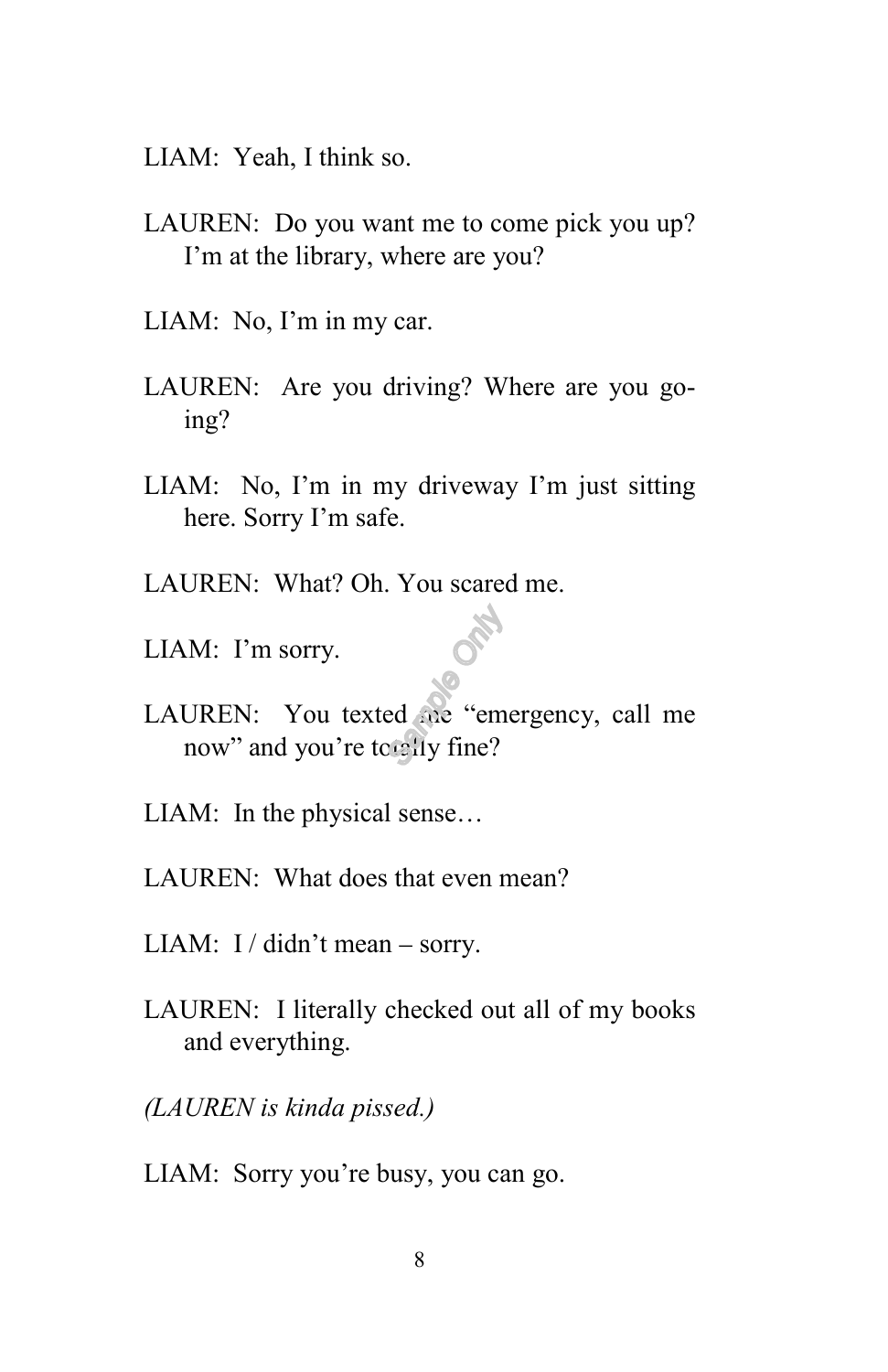LIAM: Yeah, I think so.

LAUREN: Do you want me to come pick you up? I'm at the library, where are you?

LIAM: No, I'm in my car.

LAUREN: Are you driving? Where are you going?

LIAM: No, I'm in my driveway I'm just sitting here. Sorry I'm safe.

LAUREN: What? Oh. You scared me.

LIAM: I'm sorry.

LAUREN: You texted me "emergency, call me now" and you're totally fine?

LIAM: In the physical sense…

LAUREN: What does that even mean?

LIAM: I / didn't mean – sorry.

LAUREN: I literally checked out all of my books and everything.

*(LAUREN is kinda pissed.)*

LIAM: Sorry you're busy, you can go.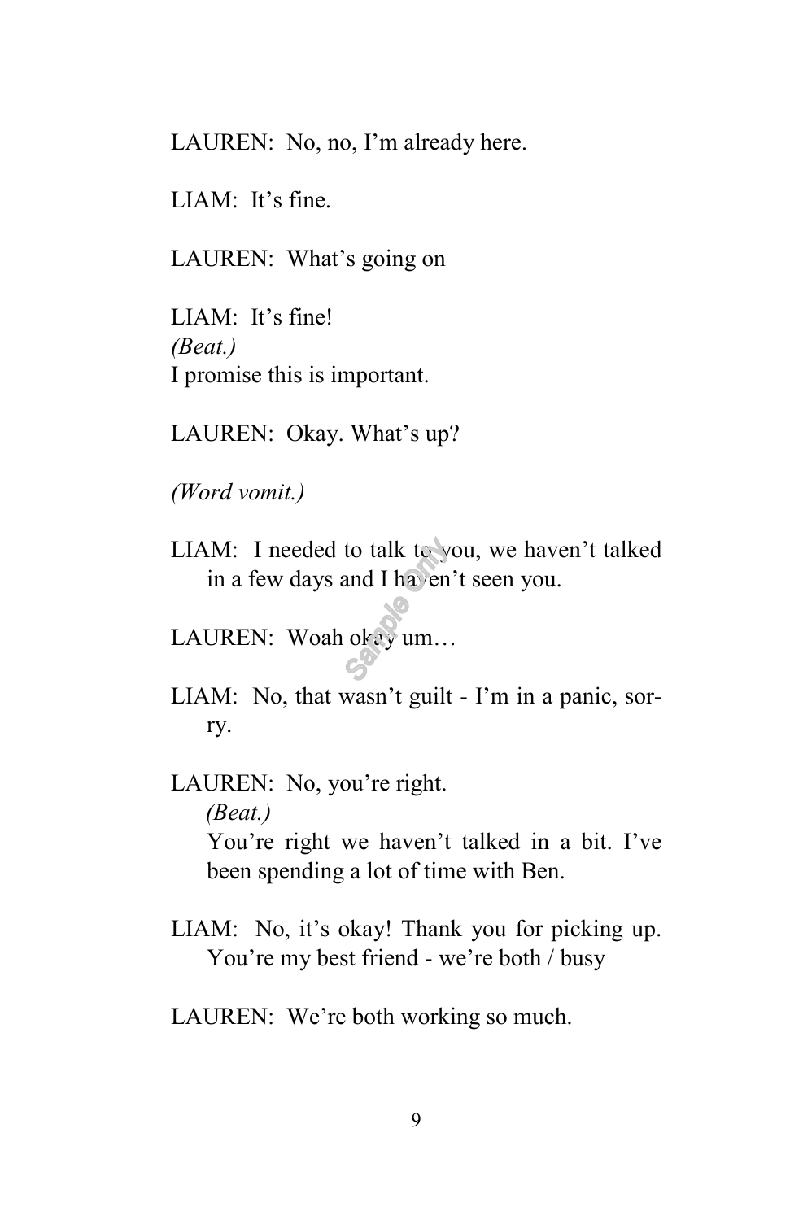LAUREN: No, no, I'm already here.

LIAM: It's fine.

LAUREN: What's going on

LIAM: It's fine!
*(Beat.)*
I promise this is important.

LAUREN: Okay. What's up?

*(Word vomit.)*

LIAM: I needed to talk to you, we haven't talked in a few days and I haven't seen you.

LAUREN: Woah okay um…

LIAM: No, that wasn't guilt - I'm in a panic, sorry.

LAUREN: No, you're right.
*(Beat.)*
You're right we haven't talked in a bit. I've been spending a lot of time with Ben.

LIAM: No, it's okay! Thank you for picking up. You're my best friend - we're both / busy

LAUREN: We're both working so much.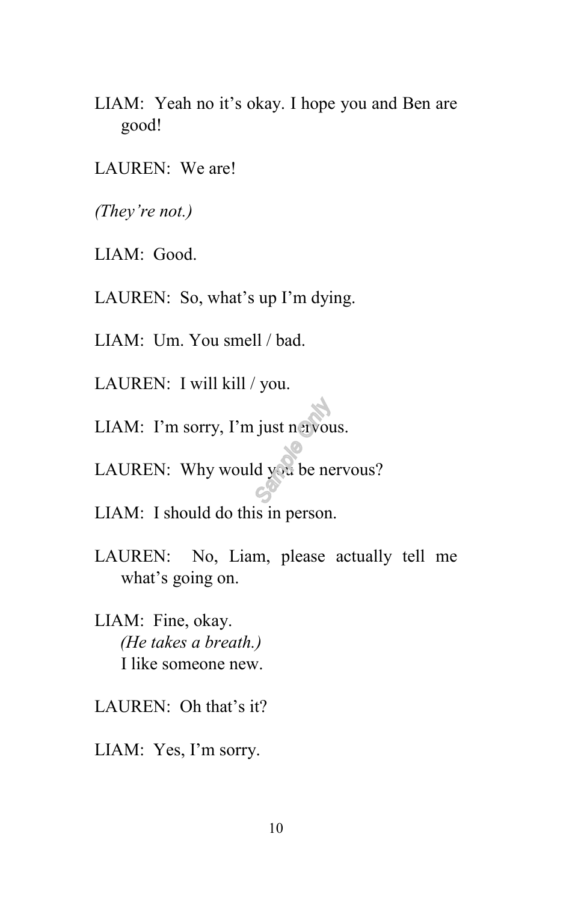LIAM: Yeah no it's okay. I hope you and Ben are good!

LAUREN: We are!

*(They're not.)*

LIAM: Good.

LAUREN: So, what's up I'm dying.

LIAM: Um. You smell / bad.

LAUREN: I will kill / you.

LIAM: I'm sorry, I'm just nervous.

LAUREN: Why would you be nervous?

LIAM: I should do this in person.

LAUREN: No, Liam, please actually tell me what's going on.

LIAM: Fine, okay.
*(He takes a breath.)*
I like someone new.

LAUREN: Oh that's it?

LIAM: Yes, I'm sorry.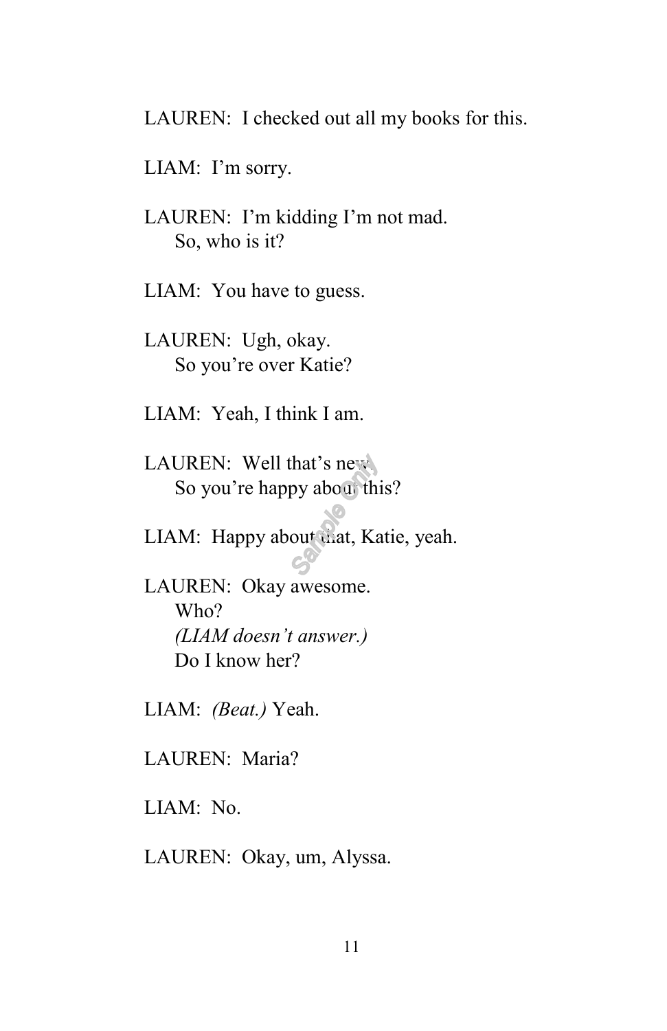LAUREN: I checked out all my books for this.

LIAM: I'm sorry.

LAUREN: I'm kidding I'm not mad.
So, who is it?

LIAM: You have to guess.

LAUREN: Ugh, okay.
So you're over Katie?

LIAM: Yeah, I think I am.

LAUREN: Well that's new.
So you're happy about this?

LIAM: Happy about that, Katie, yeah.

LAUREN: Okay awesome.
Who?
*(LIAM doesn't answer.)*
Do I know her?

LIAM: *(Beat.)* Yeah.

LAUREN: Maria?

LIAM: No.

LAUREN: Okay, um, Alyssa.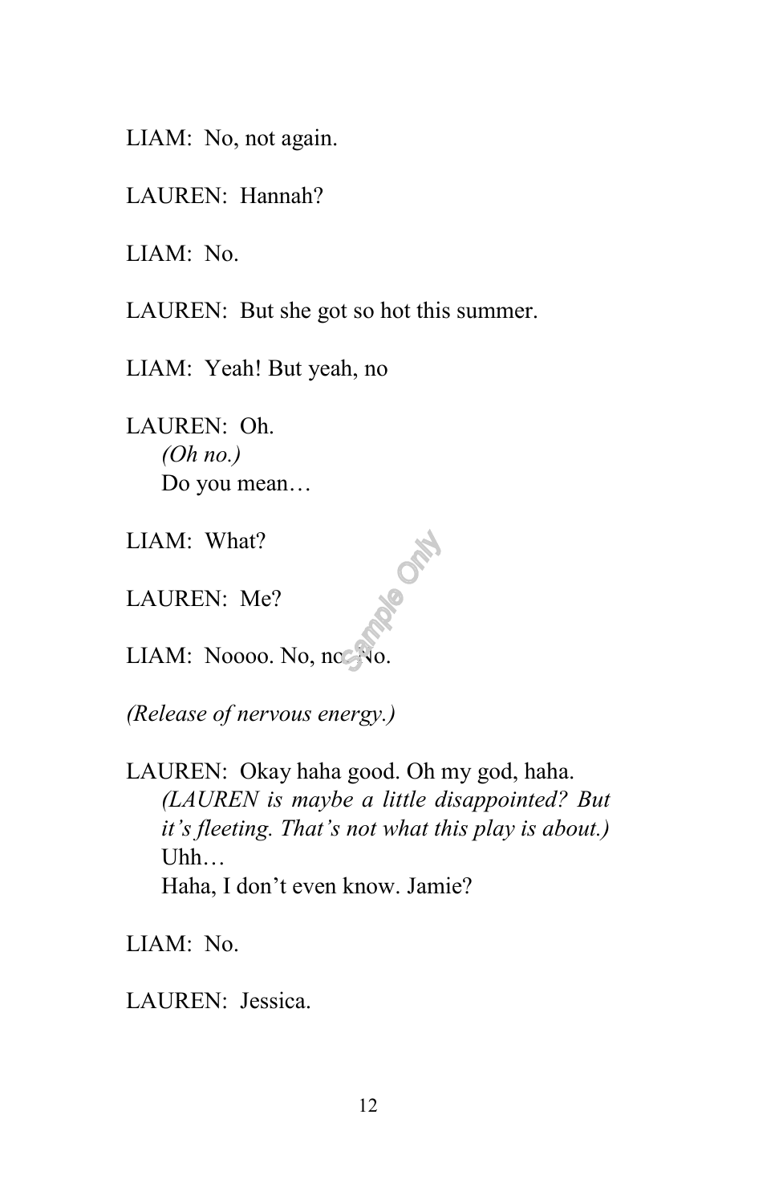LIAM: No, not again.

LAUREN: Hannah?

LIAM: No.

LAUREN: But she got so hot this summer.

LIAM: Yeah! But yeah, no

LAUREN: Oh.
*(Oh no.)*
Do you mean…

LIAM: What?

LAUREN: Me?

LIAM: Noooo. No, no. No.

*(Release of nervous energy.)*

LAUREN: Okay haha good. Oh my god, haha.
*(LAUREN is maybe a little disappointed? But it's fleeting. That's not what this play is about.)*
Uhh…
Haha, I don't even know. Jamie?

LIAM: No.

LAUREN: Jessica.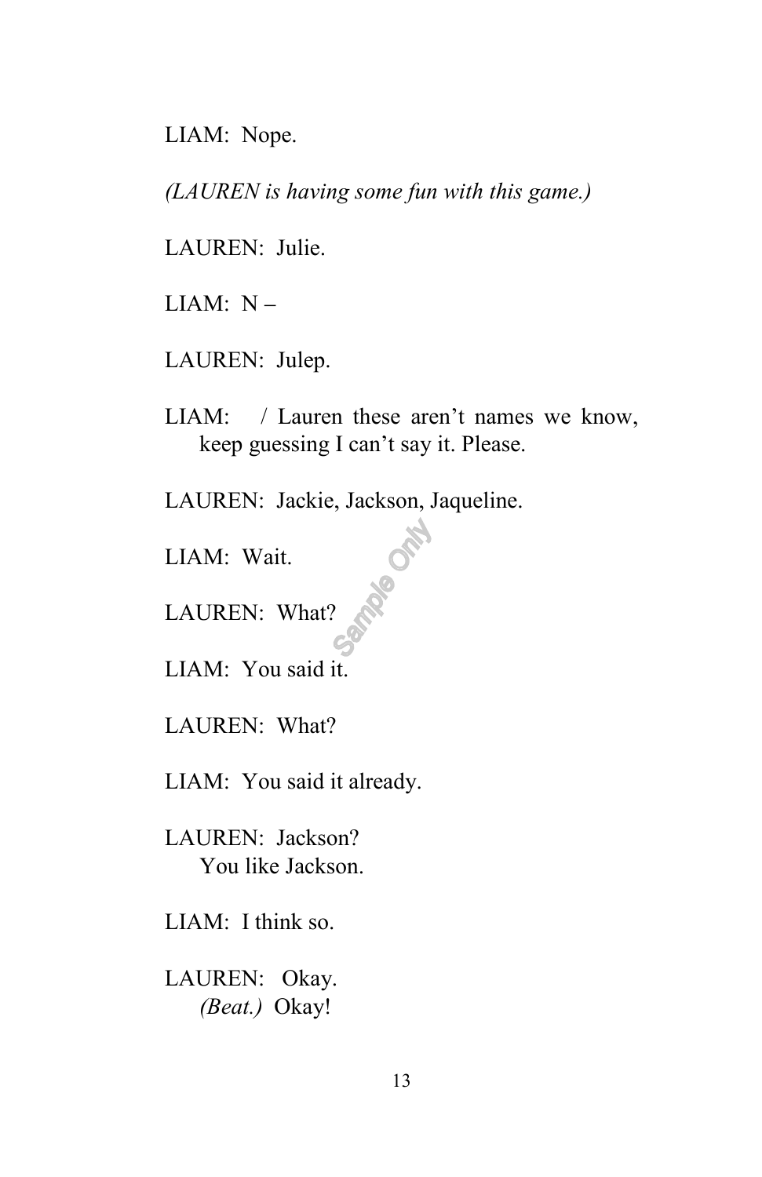LIAM: Nope.

*(LAUREN is having some fun with this game.)*

LAUREN: Julie.

LIAM: N –

LAUREN: Julep.

LIAM: / Lauren these aren't names we know, keep guessing I can't say it. Please.

LAUREN: Jackie, Jackson, Jaqueline.

LIAM: Wait.

LAUREN: What?

LIAM: You said it.

LAUREN: What?

LIAM: You said it already.

LAUREN: Jackson?
You like Jackson.

LIAM: I think so.

LAUREN: Okay.
*(Beat.)* Okay!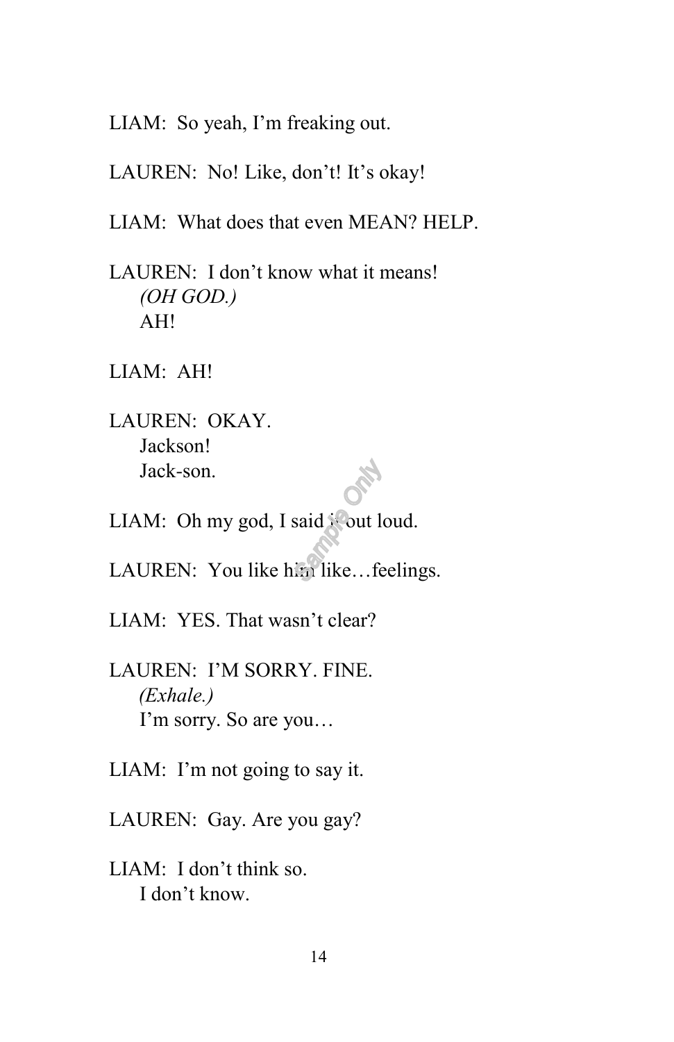LIAM: So yeah, I'm freaking out.

LAUREN: No! Like, don't! It's okay!

LIAM: What does that even MEAN? HELP.

LAUREN: I don't know what it means!
*(OH GOD.)*
AH!

LIAM: AH!

LAUREN: OKAY.
Jackson!
Jack-son.

LIAM: Oh my god, I said it out loud.

LAUREN: You like him like…feelings.

LIAM: YES. That wasn't clear?

LAUREN: I'M SORRY. FINE.
*(Exhale.)*
I'm sorry. So are you…

LIAM: I'm not going to say it.

LAUREN: Gay. Are you gay?

LIAM: I don't think so.
I don't know.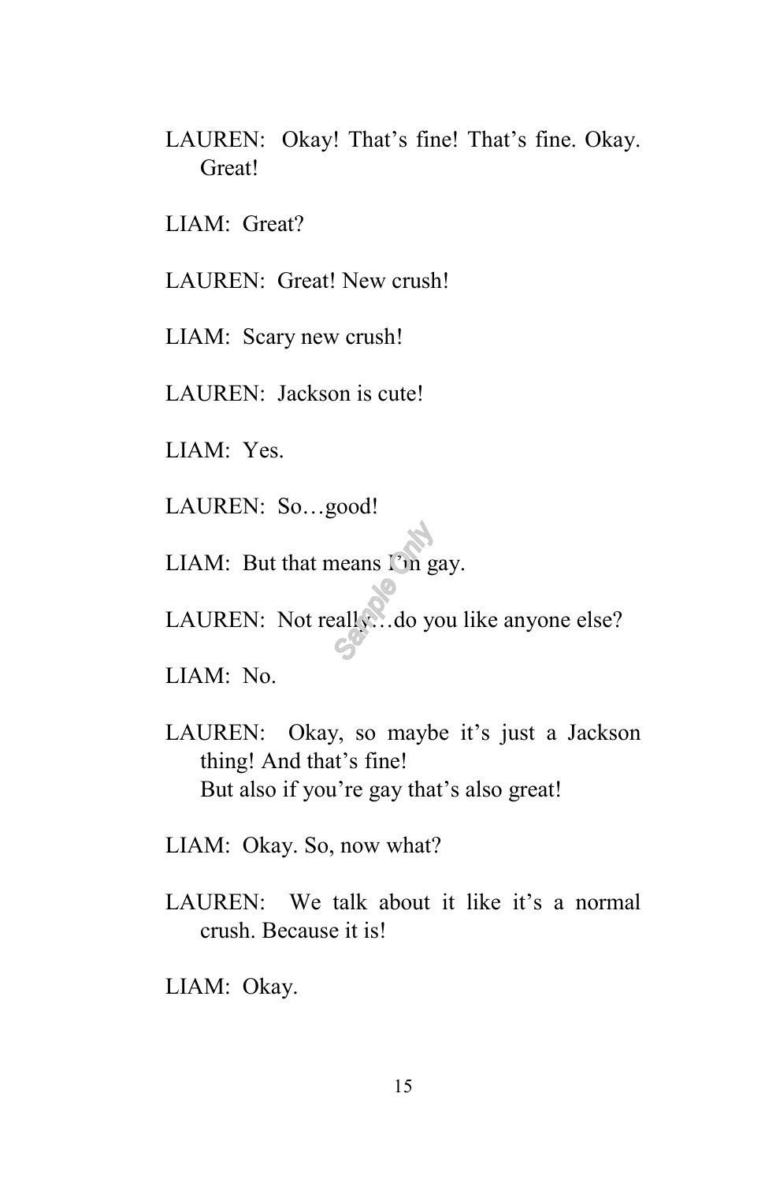LAUREN: Okay! That's fine! That's fine. Okay. Great!

LIAM: Great?

LAUREN: Great! New crush!

LIAM: Scary new crush!

LAUREN: Jackson is cute!

LIAM: Yes.

LAUREN: So…good!

LIAM: But that means I'm gay.

LAUREN: Not really…do you like anyone else?

LIAM: No.

LAUREN: Okay, so maybe it's just a Jackson thing! And that's fine!
But also if you're gay that's also great!

LIAM: Okay. So, now what?

LAUREN: We talk about it like it's a normal crush. Because it is!

LIAM: Okay.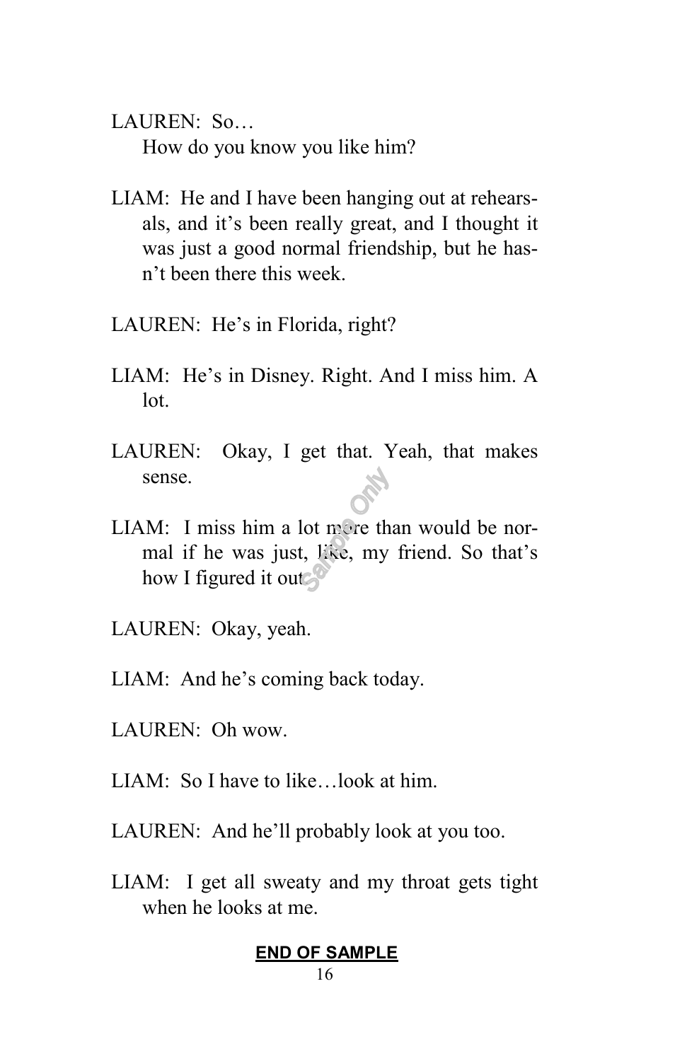LAUREN: So…
How do you know you like him?

LIAM: He and I have been hanging out at rehearsals, and it's been really great, and I thought it was just a good normal friendship, but he hasn't been there this week.

LAUREN: He's in Florida, right?

LIAM: He's in Disney. Right. And I miss him. A lot.

LAUREN: Okay, I get that. Yeah, that makes sense.

LIAM: I miss him a lot more than would be normal if he was just, like, my friend. So that's how I figured it out.

LAUREN: Okay, yeah.

LIAM: And he's coming back today.

LAUREN: Oh wow.

LIAM: So I have to like…look at him.

LAUREN: And he'll probably look at you too.

LIAM: I get all sweaty and my throat gets tight when he looks at me.

**END OF SAMPLE**